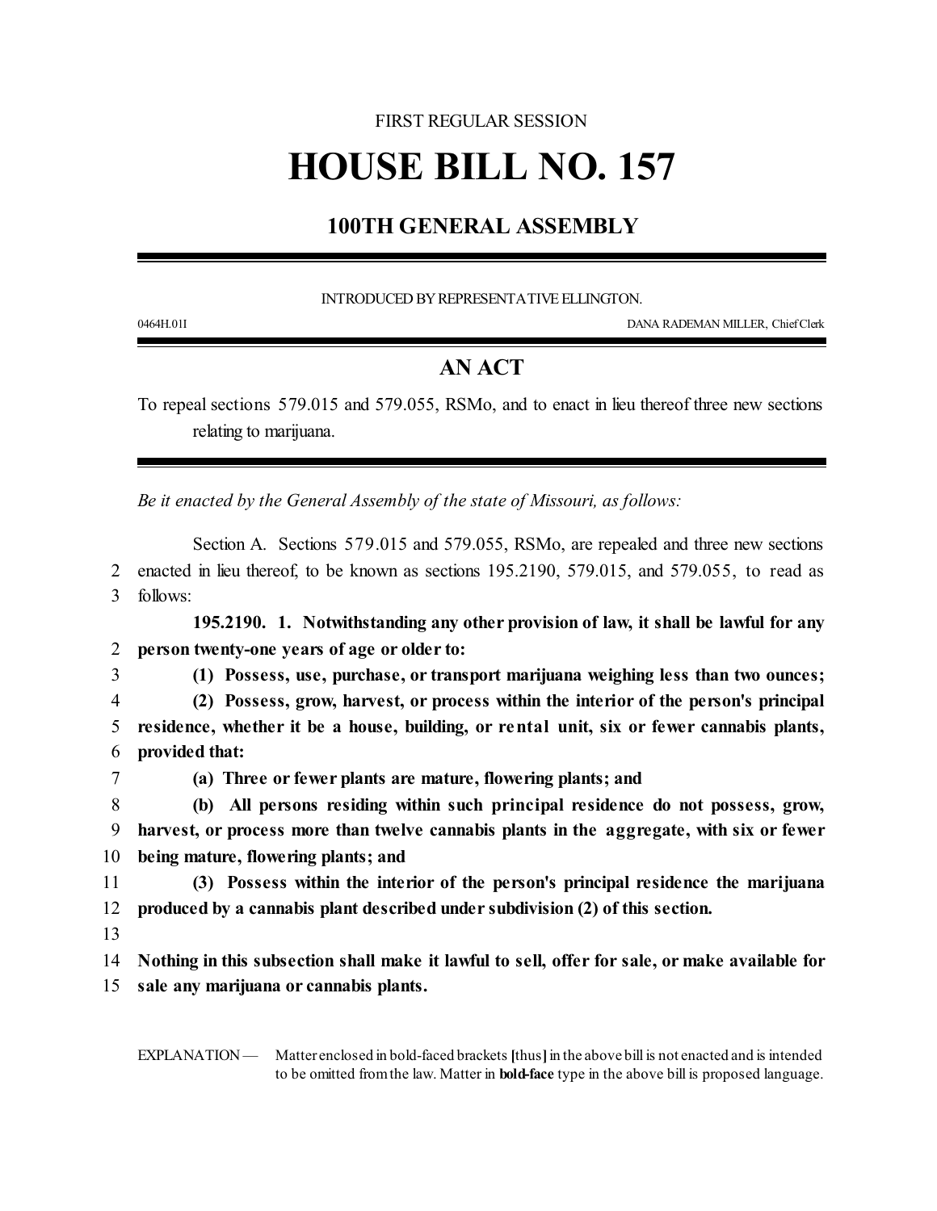FIRST REGULAR SESSION

# HOUSE BILL NO. 157

## 100TH GENERAL ASSEMBLY

INTRODUCED BY REPRESENTATIVE ELLINGTON.

0464H.01I DANA RADEMAN MILLER, Chief Clerk

## AN ACT

To repeal sections 579.015 and 579.055, RSMo, and to enact in lieu thereof three new sections relating to marijuana.

*Be it enacted by the General Assembly of the state of Missouri, as follows:*

Section A. Sections 579.015 and 579.055, RSMo, are repealed and three new sections enacted in lieu thereof, to be known as sections 195.2190, 579.015, and 579.055, to read as follows:

**195.2190. 1. Notwithstanding any other provision of law, it shall be lawful for any person twenty-one years of age or older to:**

**(1) Possess, use, purchase, or transport marijuana weighing less than two ounces;**

**(2) Possess, grow, harvest, or process within the interior of the person's principal residence, whether it be a house, building, or rental unit, six or fewer cannabis plants, provided that:**

**(a) Three or fewer plants are mature, flowering plants; and**

**(b) All persons residing within such principal residence do not possess, grow, harvest, or process more than twelve cannabis plants in the aggregate, with six or fewer being mature, flowering plants; and**

**(3) Possess within the interior of the person's principal residence the marijuana produced by a cannabis plant described under subdivision (2) of this section.**

**Nothing in this subsection shall make it lawful to sell, offer for sale, or make available for sale any marijuana or cannabis plants.**

EXPLANATION — Matter enclosed in bold-faced brackets **[**thus**]** in the above bill is not enacted and is intended to be omitted from the law. Matter in **bold-face** type in the above bill is proposed language.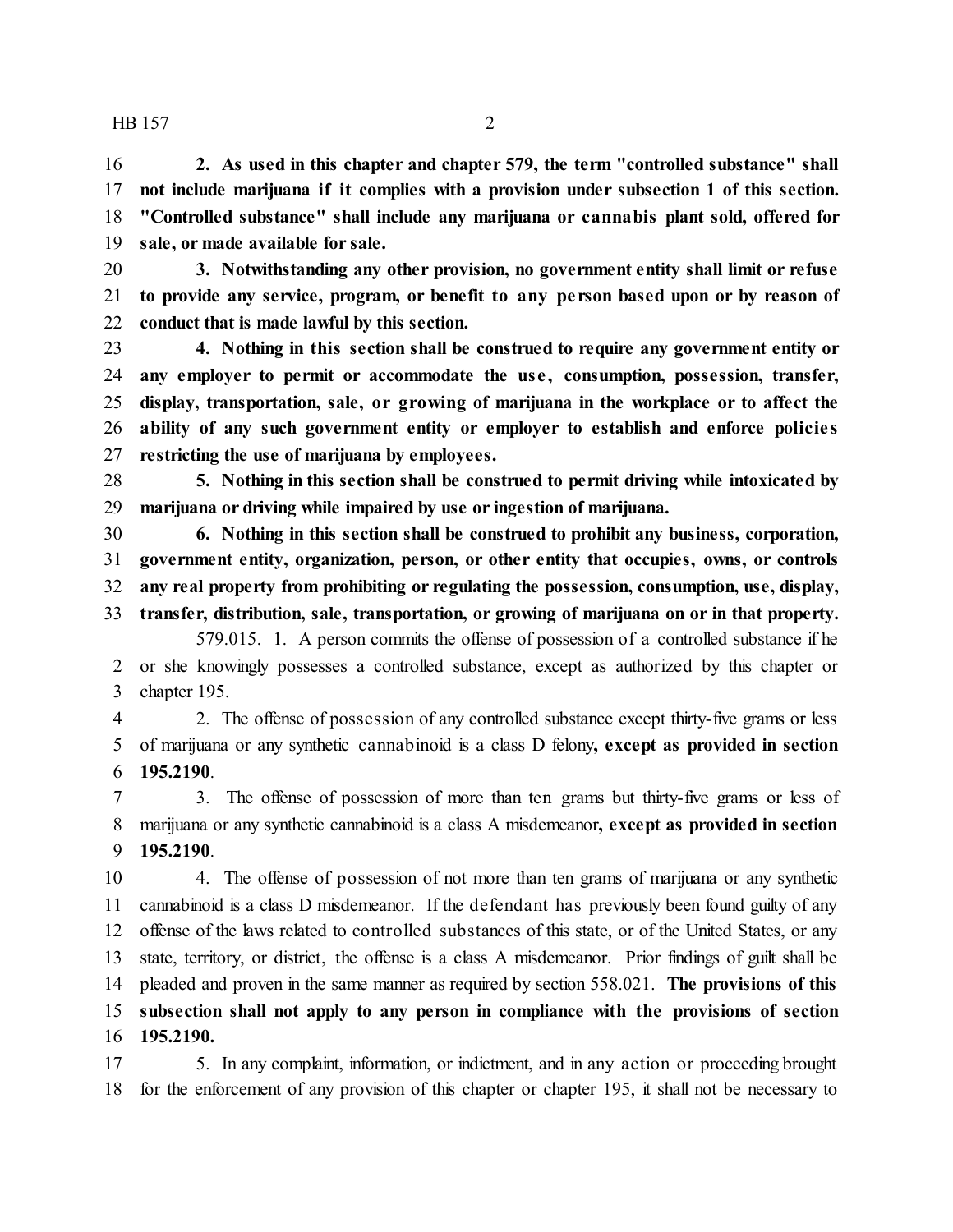**2. As used in this chapter and chapter 579, the term "controlled substance" shall not include marijuana if it complies with a provision under subsection 1 of this section. "Controlled substance" shall include any marijuana or cannabis plant sold, offered for sale, or made available for sale.**

**3. Notwithstanding any other provision, no government entity shall limit or refuse to provide any service, program, or benefit to any person based upon or by reason of conduct that is made lawful by this section.**

**4. Nothing in this section shall be construed to require any government entity or any employer to permit or accommodate the use, consumption, possession, transfer, display, transportation, sale, or growing of marijuana in the workplace or to affect the ability of any such government entity or employer to establish and enforce policies restricting the use of marijuana by employees.**

**5. Nothing in this section shall be construed to permit driving while intoxicated by marijuana or driving while impaired by use or ingestion of marijuana.**

**6. Nothing in this section shall be construed to prohibit any business, corporation, government entity, organization, person, or other entity that occupies, owns, or controls any real property from prohibiting or regulating the possession, consumption, use, display, transfer, distribution, sale, transportation, or growing of marijuana on or in that property.**

579.015. 1. A person commits the offense of possession of a controlled substance if he or she knowingly possesses a controlled substance, except as authorized by this chapter or chapter 195.

2. The offense of possession of any controlled substance except thirty-five grams or less of marijuana or any synthetic cannabinoid is a class D felony**, except as provided in section 195.2190**.

3. The offense of possession of more than ten grams but thirty-five grams or less of marijuana or any synthetic cannabinoid is a class A misdemeanor**, except as provided in section 195.2190**.

4. The offense of possession of not more than ten grams of marijuana or any synthetic cannabinoid is a class D misdemeanor. If the defendant has previously been found guilty of any offense of the laws related to controlled substances of this state, or of the United States, or any state, territory, or district, the offense is a class A misdemeanor. Prior findings of guilt shall be pleaded and proven in the same manner as required by section 558.021. **The provisions of this subsection shall not apply to any person in compliance with the provisions of section 195.2190.**

5. In any complaint, information, or indictment, and in any action or proceeding brought for the enforcement of any provision of this chapter or chapter 195, it shall not be necessary to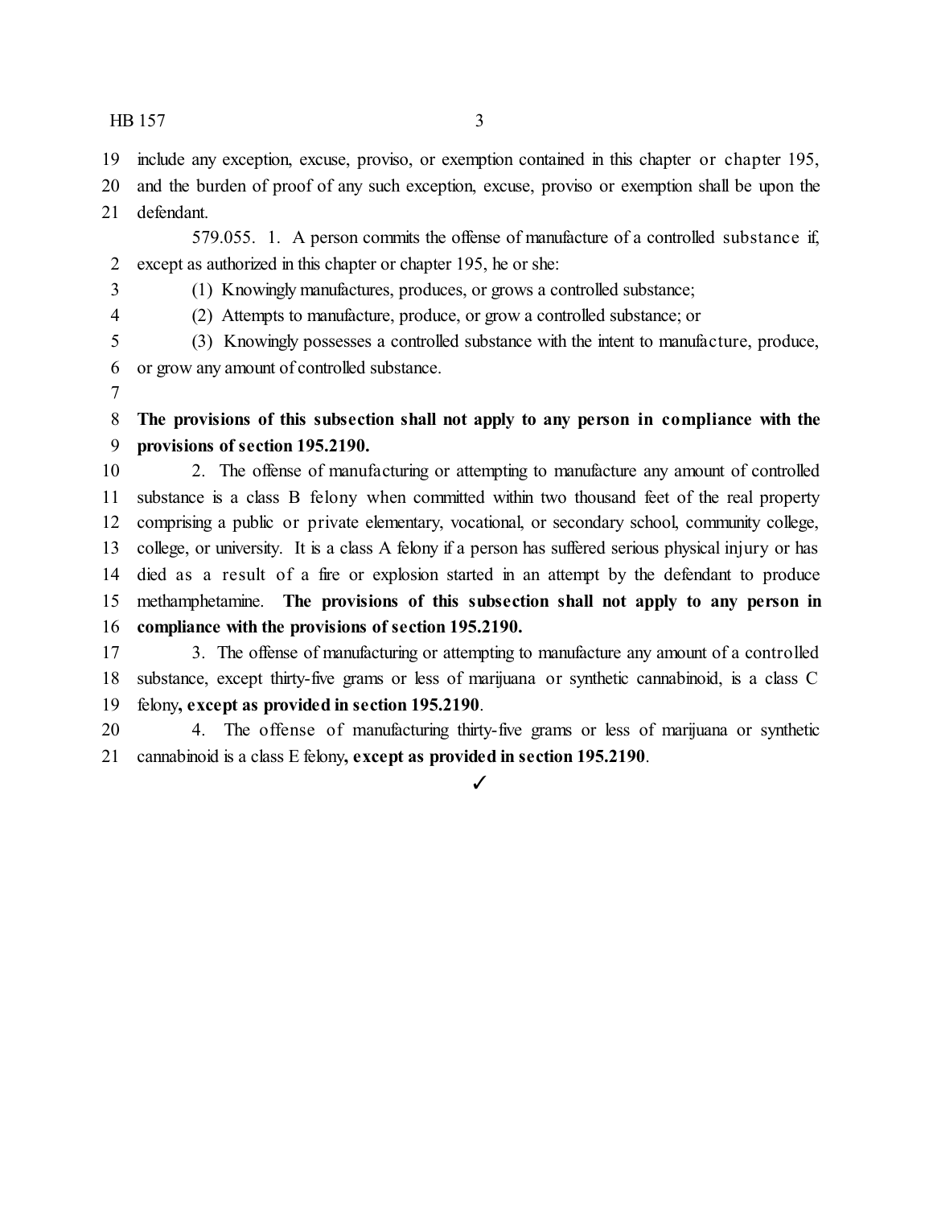include any exception, excuse, proviso, or exemption contained in this chapter or chapter 195, and the burden of proof of any such exception, excuse, proviso or exemption shall be upon the defendant.

579.055. 1. A person commits the offense of manufacture of a controlled substance if, except as authorized in this chapter or chapter 195, he or she:

(1) Knowingly manufactures, produces, or grows a controlled substance;

(2) Attempts to manufacture, produce, or grow a controlled substance; or

(3) Knowingly possesses a controlled substance with the intent to manufacture, produce, or grow any amount of controlled substance.

**The provisions of this subsection shall not apply to any person in compliance with the provisions of section 195.2190.**

2. The offense of manufacturing or attempting to manufacture any amount of controlled substance is a class B felony when committed within two thousand feet of the real property comprising a public or private elementary, vocational, or secondary school, community college, college, or university. It is a class A felony if a person has suffered serious physical injury or has died as a result of a fire or explosion started in an attempt by the defendant to produce methamphetamine. **The provisions of this subsection shall not apply to any person in compliance with the provisions of section 195.2190.**

3. The offense of manufacturing or attempting to manufacture any amount of a controlled substance, except thirty-five grams or less of marijuana or synthetic cannabinoid, is a class C felony**, except as provided in section 195.2190**.

4. The offense of manufacturing thirty-five grams or less of marijuana or synthetic cannabinoid is a class E felony**, except as provided in section 195.2190**.

✓